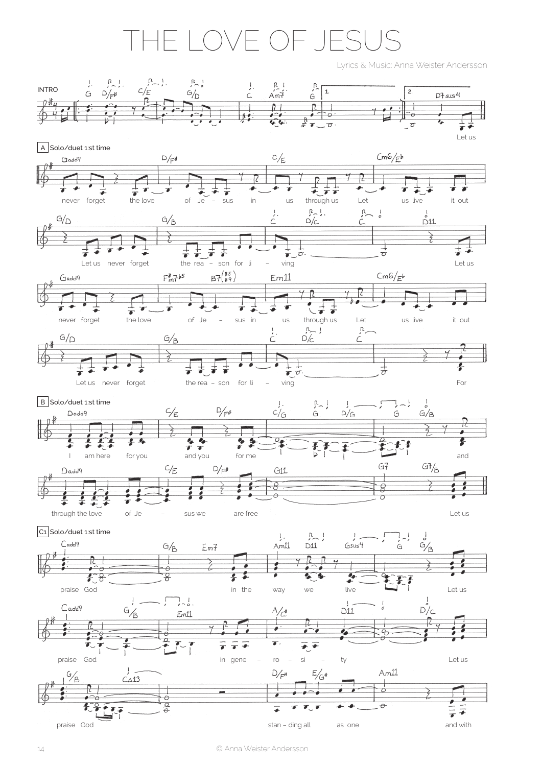# THE LOVE OF JESUS

Lyrics & Music: Anna Weister Andersson

INTRO

G D/F# C/E G/D C Am7 G 1. 2. D7sus4

Let us

A Solo/duet 1:st time

Gadd9 D/F# C/E Cm6/E♭

never forget the love of Je – sus in us through us Let us live it out

G/D G/B C D/C C D11

Let us never forget the rea – son for li – ving Let us

Gadd9 F#m7♭5 B7(#5 #9) Em11 Cm6/E♭

never forget the love of Je – sus in us through us Let us live it out

G/D G/B C D/C C

Let us never forget the rea – son for li – ving For

B Solo/duet 1:st time

Dadd9 C/E D/F# C/G G D/G G G/B

I am here for you and you for me and

Dadd9 C/E D/F# G11 G7 G7/B

through the love of Je – sus we are free Let us

C1 Solo/duet 1:st time

Cadd9 G/B Em7 Am11 D11 Gsus4 G G/B

praise God in the way we live Let us

Cadd9 G/B Em11 A/C# D11 D/C

praise God in gene – ro – si – ty Let us

G/B C∆13 D/F# E/G# Am11

praise God stan – ding all as one and with

© Anna Weister Andersson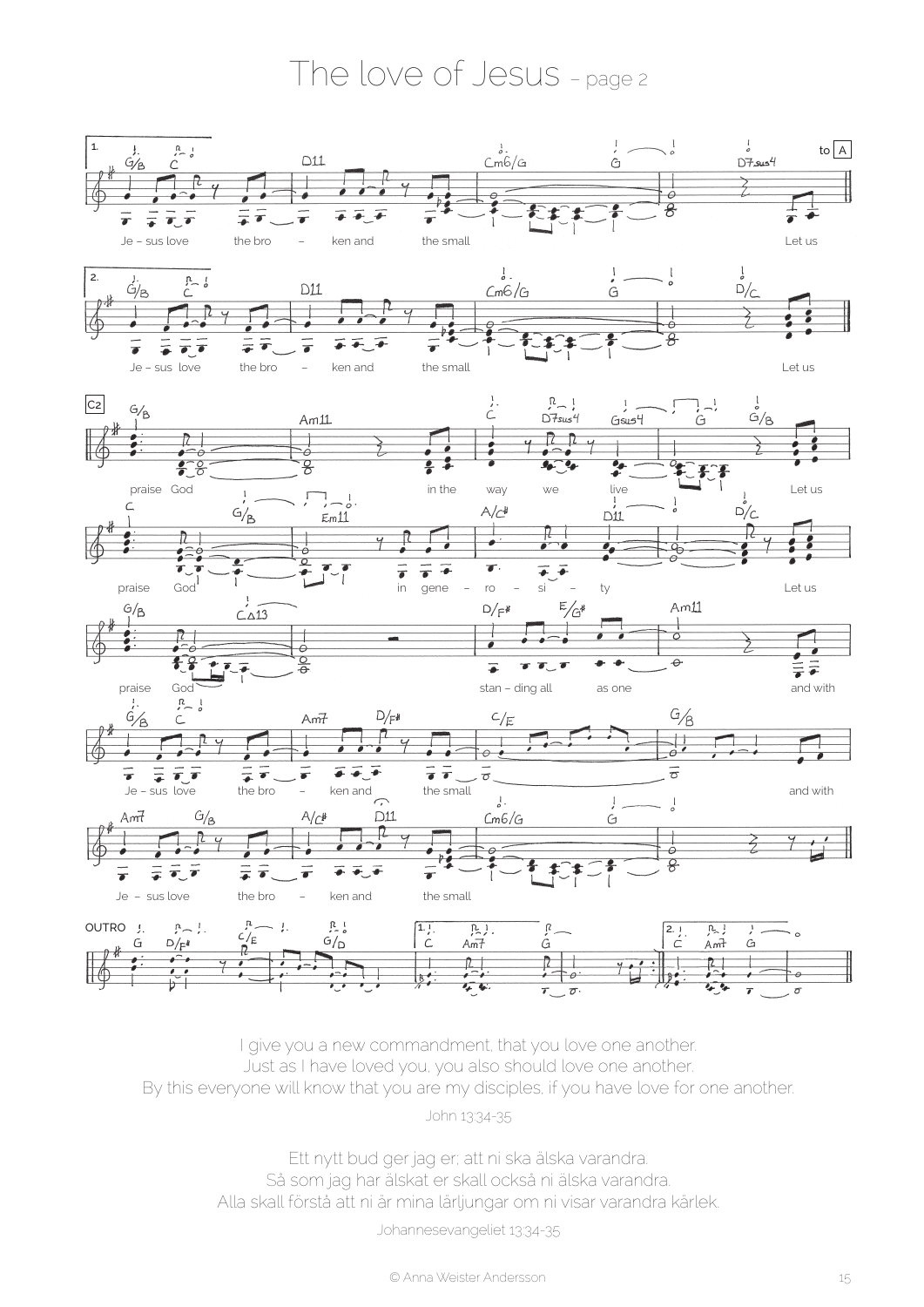# The love of Jesus – page 2

I give you a new commandment, that you love one another.
Just as I have loved you, you also should love one another.
By this everyone will know that you are my disciples, if you have love for one another.

John 13:34-35

Ett nytt bud ger jag er: att ni ska älska varandra.
Så som jag har älskat er skall också ni älska varandra.
Alla skall förstå att ni är mina lärljungar om ni visar varandra kärlek.

Johannesevangeliet 13:34-35

© Anna Weister Andersson